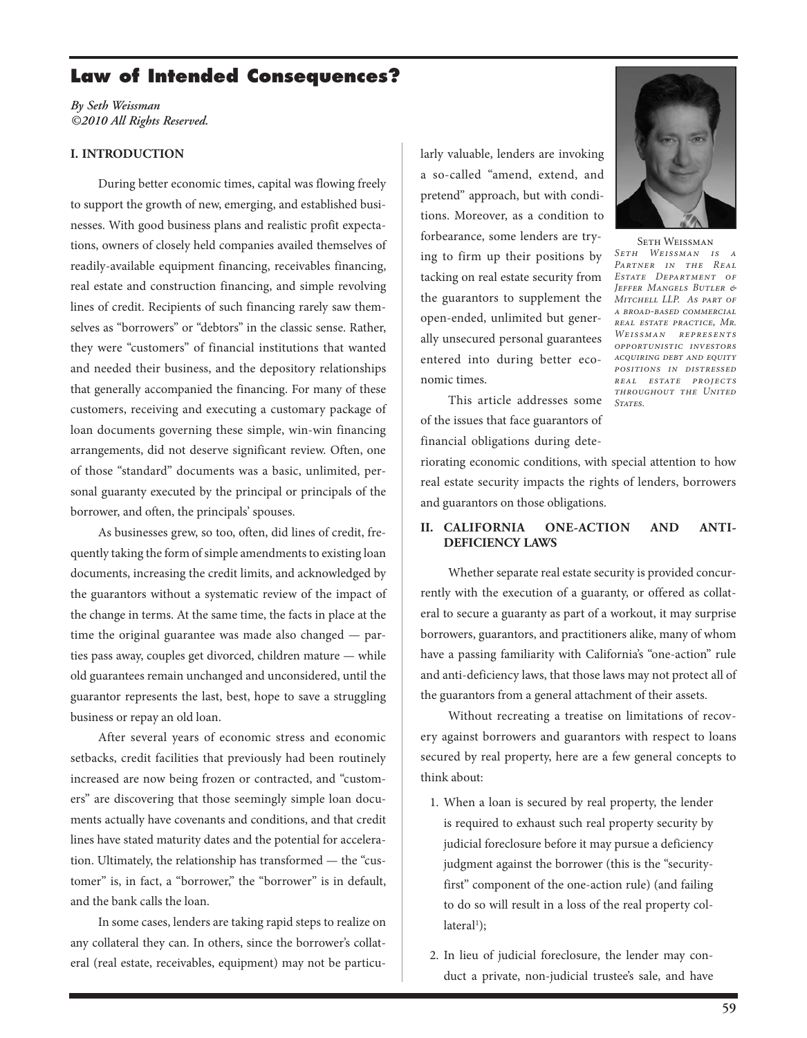# Law of Intended Consequences?

*By Seth Weissman*
*©2010 All Rights Reserved.*

Seth Weissman

*Seth Weissman is a Partner in the Real Estate Department of Jeffer Mangels Butler & Mitchell LLP. As part of a broad-based commercial real estate practice, Mr. Weissman represents opportunistic investors acquiring debt and equity positions in distressed real estate projects throughout the United States.*

## I. INTRODUCTION

During better economic times, capital was flowing freely to support the growth of new, emerging, and established businesses. With good business plans and realistic profit expectations, owners of closely held companies availed themselves of readily-available equipment financing, receivables financing, real estate and construction financing, and simple revolving lines of credit. Recipients of such financing rarely saw themselves as "borrowers" or "debtors" in the classic sense. Rather, they were "customers" of financial institutions that wanted and needed their business, and the depository relationships that generally accompanied the financing. For many of these customers, receiving and executing a customary package of loan documents governing these simple, win-win financing arrangements, did not deserve significant review. Often, one of those "standard" documents was a basic, unlimited, personal guaranty executed by the principal or principals of the borrower, and often, the principals' spouses.

As businesses grew, so too, often, did lines of credit, frequently taking the form of simple amendments to existing loan documents, increasing the credit limits, and acknowledged by the guarantors without a systematic review of the impact of the change in terms. At the same time, the facts in place at the time the original guarantee was made also changed — parties pass away, couples get divorced, children mature — while old guarantees remain unchanged and unconsidered, until the guarantor represents the last, best, hope to save a struggling business or repay an old loan.

After several years of economic stress and economic setbacks, credit facilities that previously had been routinely increased are now being frozen or contracted, and "customers" are discovering that those seemingly simple loan documents actually have covenants and conditions, and that credit lines have stated maturity dates and the potential for acceleration. Ultimately, the relationship has transformed — the "customer" is, in fact, a "borrower," the "borrower" is in default, and the bank calls the loan.

In some cases, lenders are taking rapid steps to realize on any collateral they can. In others, since the borrower's collateral (real estate, receivables, equipment) may not be particularly valuable, lenders are invoking a so-called "amend, extend, and pretend" approach, but with conditions. Moreover, as a condition to forbearance, some lenders are trying to firm up their positions by tacking on real estate security from the guarantors to supplement the open-ended, unlimited but generally unsecured personal guarantees entered into during better economic times.

This article addresses some of the issues that face guarantors of financial obligations during deteriorating economic conditions, with special attention to how real estate security impacts the rights of lenders, borrowers and guarantors on those obligations.

## II. CALIFORNIA ONE-ACTION AND ANTI-DEFICIENCY LAWS

Whether separate real estate security is provided concurrently with the execution of a guaranty, or offered as collateral to secure a guaranty as part of a workout, it may surprise borrowers, guarantors, and practitioners alike, many of whom have a passing familiarity with California's "one-action" rule and anti-deficiency laws, that those laws may not protect all of the guarantors from a general attachment of their assets.

Without recreating a treatise on limitations of recovery against borrowers and guarantors with respect to loans secured by real property, here are a few general concepts to think about:

1. When a loan is secured by real property, the lender is required to exhaust such real property security by judicial foreclosure before it may pursue a deficiency judgment against the borrower (this is the "security-first" component of the one-action rule) (and failing to do so will result in a loss of the real property collateral[1]);
2. In lieu of judicial foreclosure, the lender may conduct a private, non-judicial trustee's sale, and have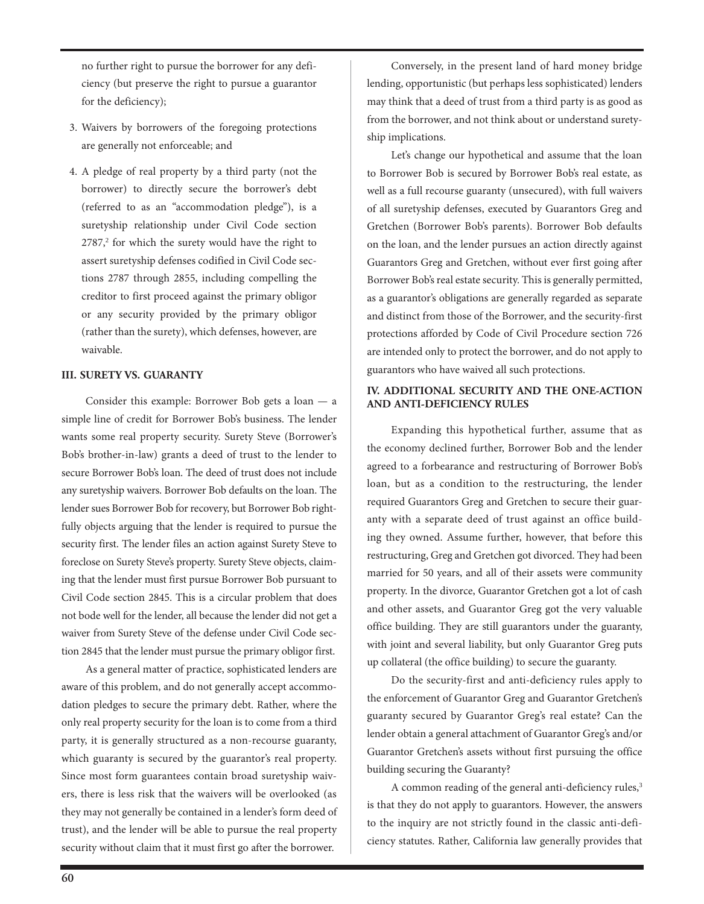no further right to pursue the borrower for any deficiency (but preserve the right to pursue a guarantor for the deficiency);

3. Waivers by borrowers of the foregoing protections are generally not enforceable; and

4. A pledge of real property by a third party (not the borrower) to directly secure the borrower's debt (referred to as an "accommodation pledge"), is a suretyship relationship under Civil Code section 2787,[2] for which the surety would have the right to assert suretyship defenses codified in Civil Code sections 2787 through 2855, including compelling the creditor to first proceed against the primary obligor or any security provided by the primary obligor (rather than the surety), which defenses, however, are waivable.

### III. SURETY VS. GUARANTY

Consider this example: Borrower Bob gets a loan — a simple line of credit for Borrower Bob's business. The lender wants some real property security. Surety Steve (Borrower's Bob's brother-in-law) grants a deed of trust to the lender to secure Borrower Bob's loan. The deed of trust does not include any suretyship waivers. Borrower Bob defaults on the loan. The lender sues Borrower Bob for recovery, but Borrower Bob rightfully objects arguing that the lender is required to pursue the security first. The lender files an action against Surety Steve to foreclose on Surety Steve's property. Surety Steve objects, claiming that the lender must first pursue Borrower Bob pursuant to Civil Code section 2845. This is a circular problem that does not bode well for the lender, all because the lender did not get a waiver from Surety Steve of the defense under Civil Code section 2845 that the lender must pursue the primary obligor first.

As a general matter of practice, sophisticated lenders are aware of this problem, and do not generally accept accommodation pledges to secure the primary debt. Rather, where the only real property security for the loan is to come from a third party, it is generally structured as a non-recourse guaranty, which guaranty is secured by the guarantor's real property. Since most form guarantees contain broad suretyship waivers, there is less risk that the waivers will be overlooked (as they may not generally be contained in a lender's form deed of trust), and the lender will be able to pursue the real property security without claim that it must first go after the borrower.

Conversely, in the present land of hard money bridge lending, opportunistic (but perhaps less sophisticated) lenders may think that a deed of trust from a third party is as good as from the borrower, and not think about or understand suretyship implications.

Let's change our hypothetical and assume that the loan to Borrower Bob is secured by Borrower Bob's real estate, as well as a full recourse guaranty (unsecured), with full waivers of all suretyship defenses, executed by Guarantors Greg and Gretchen (Borrower Bob's parents). Borrower Bob defaults on the loan, and the lender pursues an action directly against Guarantors Greg and Gretchen, without ever first going after Borrower Bob's real estate security. This is generally permitted, as a guarantor's obligations are generally regarded as separate and distinct from those of the Borrower, and the security-first protections afforded by Code of Civil Procedure section 726 are intended only to protect the borrower, and do not apply to guarantors who have waived all such protections.

### IV. ADDITIONAL SECURITY AND THE ONE-ACTION AND ANTI-DEFICIENCY RULES

Expanding this hypothetical further, assume that as the economy declined further, Borrower Bob and the lender agreed to a forbearance and restructuring of Borrower Bob's loan, but as a condition to the restructuring, the lender required Guarantors Greg and Gretchen to secure their guaranty with a separate deed of trust against an office building they owned. Assume further, however, that before this restructuring, Greg and Gretchen got divorced. They had been married for 50 years, and all of their assets were community property. In the divorce, Guarantor Gretchen got a lot of cash and other assets, and Guarantor Greg got the very valuable office building. They are still guarantors under the guaranty, with joint and several liability, but only Guarantor Greg puts up collateral (the office building) to secure the guaranty.

Do the security-first and anti-deficiency rules apply to the enforcement of Guarantor Greg and Guarantor Gretchen's guaranty secured by Guarantor Greg's real estate? Can the lender obtain a general attachment of Guarantor Greg's and/or Guarantor Gretchen's assets without first pursuing the office building securing the Guaranty?

A common reading of the general anti-deficiency rules,[3] is that they do not apply to guarantors. However, the answers to the inquiry are not strictly found in the classic anti-deficiency statutes. Rather, California law generally provides that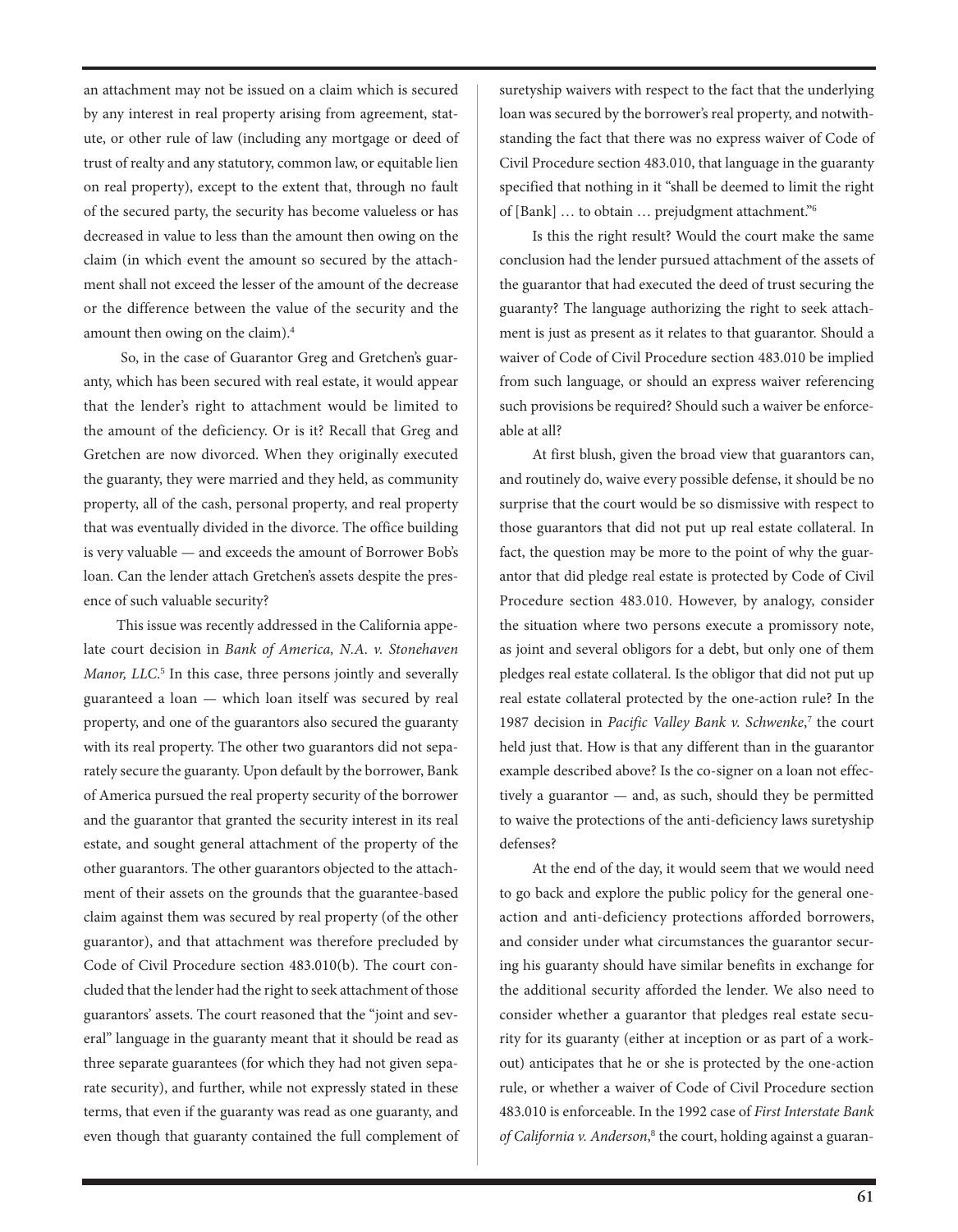an attachment may not be issued on a claim which is secured by any interest in real property arising from agreement, statute, or other rule of law (including any mortgage or deed of trust of realty and any statutory, common law, or equitable lien on real property), except to the extent that, through no fault of the secured party, the security has become valueless or has decreased in value to less than the amount then owing on the claim (in which event the amount so secured by the attachment shall not exceed the lesser of the amount of the decrease or the difference between the value of the security and the amount then owing on the claim).[4]

So, in the case of Guarantor Greg and Gretchen's guaranty, which has been secured with real estate, it would appear that the lender's right to attachment would be limited to the amount of the deficiency. Or is it? Recall that Greg and Gretchen are now divorced. When they originally executed the guaranty, they were married and they held, as community property, all of the cash, personal property, and real property that was eventually divided in the divorce. The office building is very valuable — and exceeds the amount of Borrower Bob's loan. Can the lender attach Gretchen's assets despite the presence of such valuable security?

This issue was recently addressed in the California appellate court decision in *Bank of America, N.A. v. Stonehaven Manor, LLC*.[5] In this case, three persons jointly and severally guaranteed a loan — which loan itself was secured by real property, and one of the guarantors also secured the guaranty with its real property. The other two guarantors did not separately secure the guaranty. Upon default by the borrower, Bank of America pursued the real property security of the borrower and the guarantor that granted the security interest in its real estate, and sought general attachment of the property of the other guarantors. The other guarantors objected to the attachment of their assets on the grounds that the guarantee-based claim against them was secured by real property (of the other guarantor), and that attachment was therefore precluded by Code of Civil Procedure section 483.010(b). The court concluded that the lender had the right to seek attachment of those guarantors' assets. The court reasoned that the "joint and several" language in the guaranty meant that it should be read as three separate guarantees (for which they had not given separate security), and further, while not expressly stated in these terms, that even if the guaranty was read as one guaranty, and even though that guaranty contained the full complement of suretyship waivers with respect to the fact that the underlying loan was secured by the borrower's real property, and notwithstanding the fact that there was no express waiver of Code of Civil Procedure section 483.010, that language in the guaranty specified that nothing in it "shall be deemed to limit the right of [Bank] … to obtain … prejudgment attachment."[6]

Is this the right result? Would the court make the same conclusion had the lender pursued attachment of the assets of the guarantor that had executed the deed of trust securing the guaranty? The language authorizing the right to seek attachment is just as present as it relates to that guarantor. Should a waiver of Code of Civil Procedure section 483.010 be implied from such language, or should an express waiver referencing such provisions be required? Should such a waiver be enforceable at all?

At first blush, given the broad view that guarantors can, and routinely do, waive every possible defense, it should be no surprise that the court would be so dismissive with respect to those guarantors that did not put up real estate collateral. In fact, the question may be more to the point of why the guarantor that did pledge real estate is protected by Code of Civil Procedure section 483.010. However, by analogy, consider the situation where two persons execute a promissory note, as joint and several obligors for a debt, but only one of them pledges real estate collateral. Is the obligor that did not put up real estate collateral protected by the one-action rule? In the 1987 decision in *Pacific Valley Bank v. Schwenke*,[7] the court held just that. How is that any different than in the guarantor example described above? Is the co-signer on a loan not effectively a guarantor — and, as such, should they be permitted to waive the protections of the anti-deficiency laws suretyship defenses?

At the end of the day, it would seem that we would need to go back and explore the public policy for the general one-action and anti-deficiency protections afforded borrowers, and consider under what circumstances the guarantor securing his guaranty should have similar benefits in exchange for the additional security afforded the lender. We also need to consider whether a guarantor that pledges real estate security for its guaranty (either at inception or as part of a workout) anticipates that he or she is protected by the one-action rule, or whether a waiver of Code of Civil Procedure section 483.010 is enforceable. In the 1992 case of *First Interstate Bank of California v. Anderson*,[8] the court, holding against a guaran-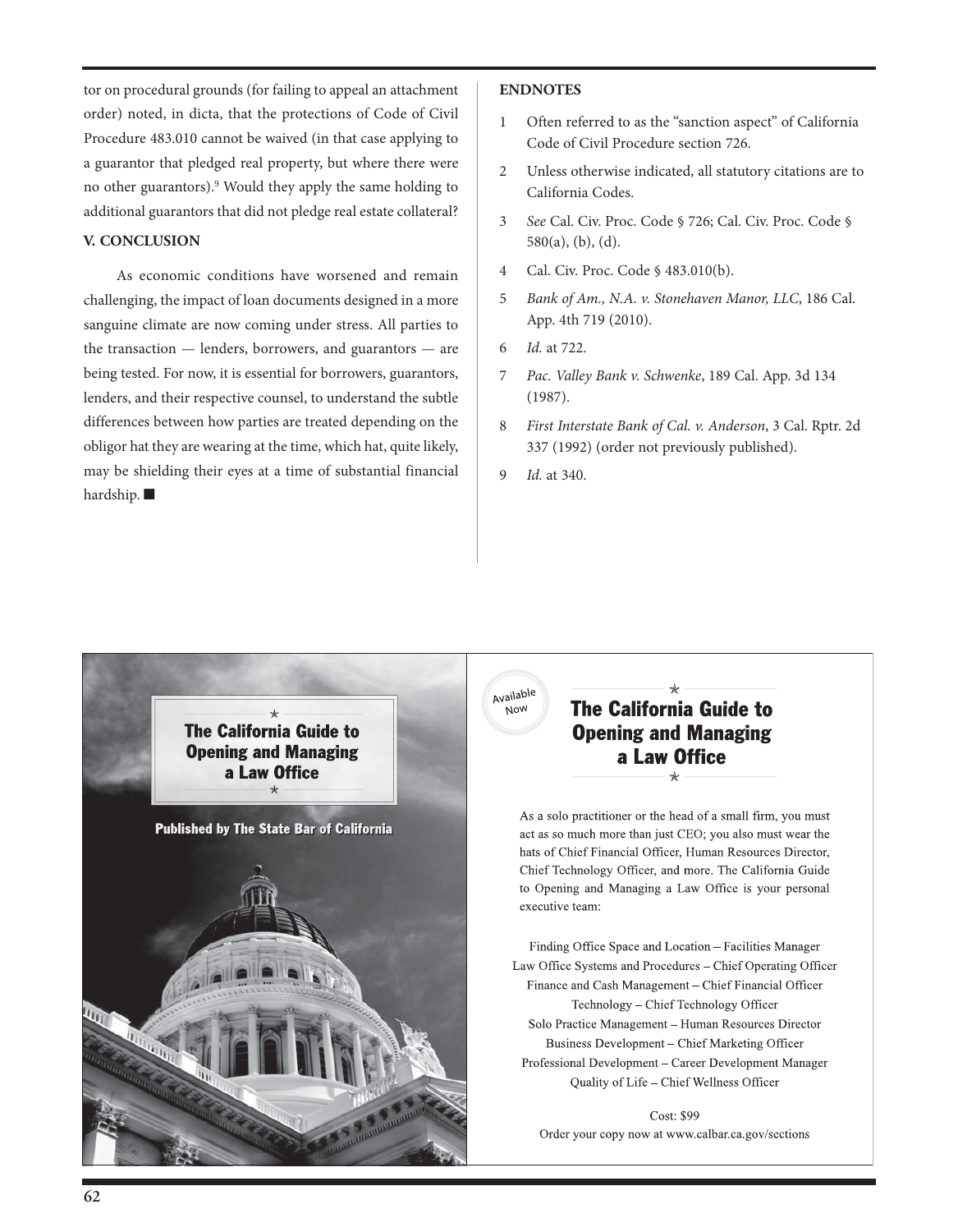tor on procedural grounds (for failing to appeal an attachment order) noted, in dicta, that the protections of Code of Civil Procedure 483.010 cannot be waived (in that case applying to a guarantor that pledged real property, but where there were no other guarantors).[9] Would they apply the same holding to additional guarantors that did not pledge real estate collateral?

## V. CONCLUSION

As economic conditions have worsened and remain challenging, the impact of loan documents designed in a more sanguine climate are now coming under stress. All parties to the transaction — lenders, borrowers, and guarantors — are being tested. For now, it is essential for borrowers, guarantors, lenders, and their respective counsel, to understand the subtle differences between how parties are treated depending on the obligor hat they are wearing at the time, which hat, quite likely, may be shielding their eyes at a time of substantial financial hardship. ■

## ENDNOTES

1. Often referred to as the "sanction aspect" of California Code of Civil Procedure section 726.
2. Unless otherwise indicated, all statutory citations are to California Codes.
3. *See* Cal. Civ. Proc. Code § 726; Cal. Civ. Proc. Code § 580(a), (b), (d).
4. Cal. Civ. Proc. Code § 483.010(b).
5. *Bank of Am., N.A. v. Stonehaven Manor, LLC*, 186 Cal. App. 4th 719 (2010).
6. *Id.* at 722.
7. *Pac. Valley Bank v. Schwenke*, 189 Cal. App. 3d 134 (1987).
8. *First Interstate Bank of Cal. v. Anderson*, 3 Cal. Rptr. 2d 337 (1992) (order not previously published).
9. *Id.* at 340.

---

The California Guide to Opening and Managing a Law Office

Published by The State Bar of California

Available Now

## The California Guide to Opening and Managing a Law Office

As a solo practitioner or the head of a small firm, you must act as so much more than just CEO; you also must wear the hats of Chief Financial Officer, Human Resources Director, Chief Technology Officer, and more. The California Guide to Opening and Managing a Law Office is your personal executive team:

Finding Office Space and Location – Facilities Manager
Law Office Systems and Procedures – Chief Operating Officer
Finance and Cash Management – Chief Financial Officer
Technology – Chief Technology Officer
Solo Practice Management – Human Resources Director
Business Development – Chief Marketing Officer
Professional Development – Career Development Manager
Quality of Life – Chief Wellness Officer

Cost: $99
Order your copy now at www.calbar.ca.gov/sections